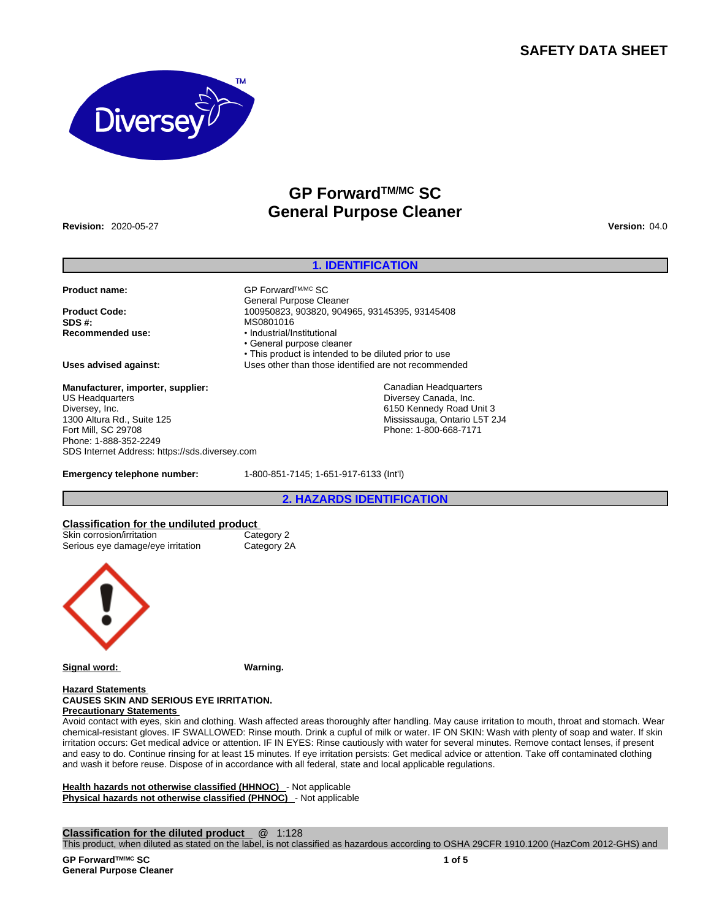# SAFETY DATA SHEET

## GP Forward™/MC SC
## General Purpose Cleaner

**Revision:** 2020-05-27 **Version:** 04.0

## 1. IDENTIFICATION

| | |
|---|---|
| **Product name:** | GP Forward™/MC SC<br>General Purpose Cleaner |
| **Product Code:** | 100950823, 903820, 904965, 93145395, 93145408 |
| **SDS #:** | MS0801016 |
| **Recommended use:** | • Industrial/Institutional<br>• General purpose cleaner<br>• This product is intended to be diluted prior to use |
| **Uses advised against:** | Uses other than those identified are not recommended |

**Manufacturer, importer, supplier:**
US Headquarters
Diversey, Inc.
1300 Altura Rd., Suite 125
Fort Mill, SC 29708
Phone: 1-888-352-2249
SDS Internet Address: https://sds.diversey.com

Canadian Headquarters
Diversey Canada, Inc.
6150 Kennedy Road Unit 3
Mississauga, Ontario L5T 2J4
Phone: 1-800-668-7171

**Emergency telephone number:** 1-800-851-7145; 1-651-917-6133 (Int'l)

## 2. HAZARDS IDENTIFICATION

**Classification for the undiluted product**

| | |
|---|---|
| Skin corrosion/irritation | Category 2 |
| Serious eye damage/eye irritation | Category 2A |

**Signal word:** **Warning.**

**Hazard Statements**
**CAUSES SKIN AND SERIOUS EYE IRRITATION.**

**Precautionary Statements**
Avoid contact with eyes, skin and clothing. Wash affected areas thoroughly after handling. May cause irritation to mouth, throat and stomach. Wear chemical-resistant gloves. IF SWALLOWED: Rinse mouth. Drink a cupful of milk or water. IF ON SKIN: Wash with plenty of soap and water. If skin irritation occurs: Get medical advice or attention. IF IN EYES: Rinse cautiously with water for several minutes. Remove contact lenses, if present and easy to do. Continue rinsing for at least 15 minutes. If eye irritation persists: Get medical advice or attention. Take off contaminated clothing and wash it before reuse. Dispose of in accordance with all federal, state and local applicable regulations.

**Health hazards not otherwise classified (HHNOC)** - Not applicable
**Physical hazards not otherwise classified (PHNOC)** - Not applicable

**Classification for the diluted product** @ 1:128
This product, when diluted as stated on the label, is not classified as hazardous according to OSHA 29CFR 1910.1200 (HazCom 2012-GHS) and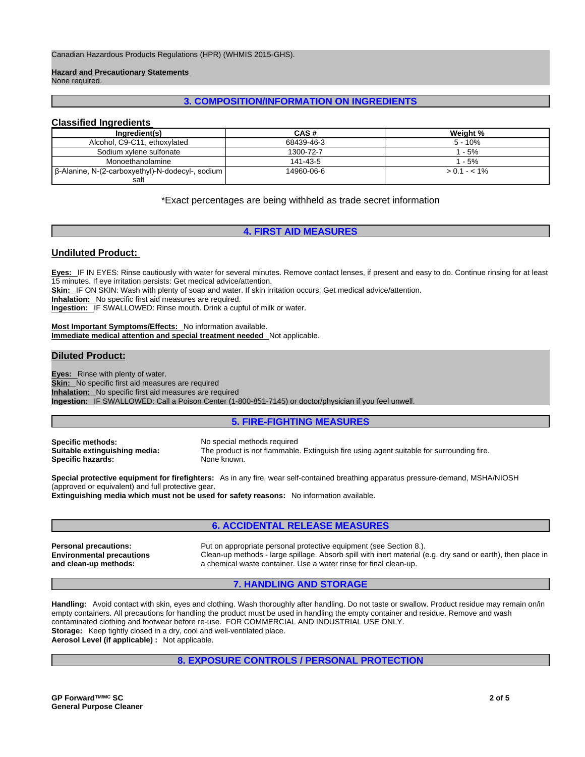Canadian Hazardous Products Regulations (HPR) (WHMIS 2015-GHS).

**Hazard and Precautionary Statements**
None required.

## 3. COMPOSITION/INFORMATION ON INGREDIENTS

### Classified Ingredients

| Ingredient(s) | CAS # | Weight % |
|---|---|---|
| Alcohol, C9-C11, ethoxylated | 68439-46-3 | 5 - 10% |
| Sodium xylene sulfonate | 1300-72-7 | 1 - 5% |
| Monoethanolamine | 141-43-5 | 1 - 5% |
| β-Alanine, N-(2-carboxyethyl)-N-dodecyl-, sodium salt | 14960-06-6 | > 0.1 - < 1% |

*Exact percentages are being withheld as trade secret information

## 4. FIRST AID MEASURES

### Undiluted Product:

**Eyes:** IF IN EYES: Rinse cautiously with water for several minutes. Remove contact lenses, if present and easy to do. Continue rinsing for at least 15 minutes. If eye irritation persists: Get medical advice/attention.
**Skin:** IF ON SKIN: Wash with plenty of soap and water. If skin irritation occurs: Get medical advice/attention.
**Inhalation:** No specific first aid measures are required.
**Ingestion:** IF SWALLOWED: Rinse mouth. Drink a cupful of milk or water.

**Most Important Symptoms/Effects:** No information available.
**Immediate medical attention and special treatment needed** Not applicable.

### Diluted Product:

**Eyes:** Rinse with plenty of water.
**Skin:** No specific first aid measures are required
**Inhalation:** No specific first aid measures are required
**Ingestion:** IF SWALLOWED: Call a Poison Center (1-800-851-7145) or doctor/physician if you feel unwell.

## 5. FIRE-FIGHTING MEASURES

**Specific methods:** No special methods required
**Suitable extinguishing media:** The product is not flammable. Extinguish fire using agent suitable for surrounding fire.
**Specific hazards:** None known.

**Special protective equipment for firefighters:** As in any fire, wear self-contained breathing apparatus pressure-demand, MSHA/NIOSH (approved or equivalent) and full protective gear.
**Extinguishing media which must not be used for safety reasons:** No information available.

## 6. ACCIDENTAL RELEASE MEASURES

**Personal precautions:** Put on appropriate personal protective equipment (see Section 8.).
**Environmental precautions and clean-up methods:** Clean-up methods - large spillage. Absorb spill with inert material (e.g. dry sand or earth), then place in a chemical waste container. Use a water rinse for final clean-up.

## 7. HANDLING AND STORAGE

**Handling:** Avoid contact with skin, eyes and clothing. Wash thoroughly after handling. Do not taste or swallow. Product residue may remain on/in empty containers. All precautions for handling the product must be used in handling the empty container and residue. Remove and wash contaminated clothing and footwear before re-use. FOR COMMERCIAL AND INDUSTRIAL USE ONLY.
**Storage:** Keep tightly closed in a dry, cool and well-ventilated place.
**Aerosol Level (if applicable) :** Not applicable.

## 8. EXPOSURE CONTROLS / PERSONAL PROTECTION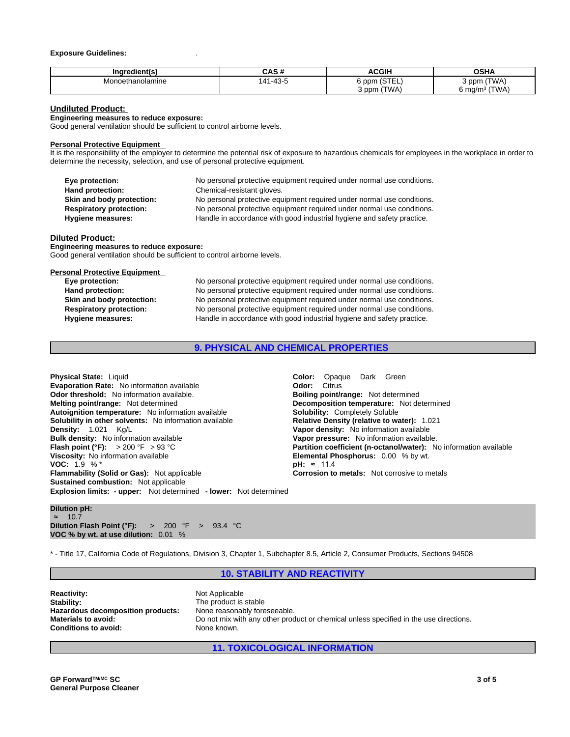**Exposure Guidelines:** .

| Ingredient(s) | CAS # | ACGIH | OSHA |
|---|---|---|---|
| Monoethanolamine | 141-43-5 | 6 ppm (STEL)<br>3 ppm (TWA) | 3 ppm (TWA)<br>6 mg/m³ (TWA) |

## Undiluted Product:

**Engineering measures to reduce exposure:**
Good general ventilation should be sufficient to control airborne levels.

**Personal Protective Equipment**
It is the responsibility of the employer to determine the potential risk of exposure to hazardous chemicals for employees in the workplace in order to determine the necessity, selection, and use of personal protective equipment.

**Eye protection:** No personal protective equipment required under normal use conditions.
**Hand protection:** Chemical-resistant gloves.
**Skin and body protection:** No personal protective equipment required under normal use conditions.
**Respiratory protection:** No personal protective equipment required under normal use conditions.
**Hygiene measures:** Handle in accordance with good industrial hygiene and safety practice.

## Diluted Product:

**Engineering measures to reduce exposure:**
Good general ventilation should be sufficient to control airborne levels.

**Personal Protective Equipment**
**Eye protection:** No personal protective equipment required under normal use conditions.
**Hand protection:** No personal protective equipment required under normal use conditions.
**Skin and body protection:** No personal protective equipment required under normal use conditions.
**Respiratory protection:** No personal protective equipment required under normal use conditions.
**Hygiene measures:** Handle in accordance with good industrial hygiene and safety practice.

## 9. PHYSICAL AND CHEMICAL PROPERTIES

**Physical State:** Liquid
**Evaporation Rate:** No information available
**Odor threshold:** No information available.
**Melting point/range:** Not determined
**Autoignition temperature:** No information available
**Solubility in other solvents:** No information available
**Density:** 1.021 Kg/L
**Bulk density:** No information available
**Flash point (°F):** > 200 °F > 93 °C
**Viscosity:** No information available
**VOC:** 1.9 % *
**Flammability (Solid or Gas):** Not applicable
**Sustained combustion:** Not applicable
**Explosion limits: - upper:** Not determined **- lower:** Not determined

**Color:** Opaque Dark Green
**Odor:** Citrus
**Boiling point/range:** Not determined
**Decomposition temperature:** Not determined
**Solubility:** Completely Soluble
**Relative Density (relative to water):** 1.021
**Vapor density:** No information available
**Vapor pressure:** No information available.
**Partition coefficient (n-octanol/water):** No information available
**Elemental Phosphorus:** 0.00 % by wt.
**pH:** ≈ 11.4
**Corrosion to metals:** Not corrosive to metals

**Dilution pH:**
≈ 10.7
**Dilution Flash Point (°F):** > 200 °F > 93.4 °C
**VOC % by wt. at use dilution:** 0.01 %

* - Title 17, California Code of Regulations, Division 3, Chapter 1, Subchapter 8.5, Article 2, Consumer Products, Sections 94508

## 10. STABILITY AND REACTIVITY

**Reactivity:** Not Applicable
**Stability:** The product is stable
**Hazardous decomposition products:** None reasonably foreseeable.
**Materials to avoid:** Do not mix with any other product or chemical unless specified in the use directions.
**Conditions to avoid:** None known.

## 11. TOXICOLOGICAL INFORMATION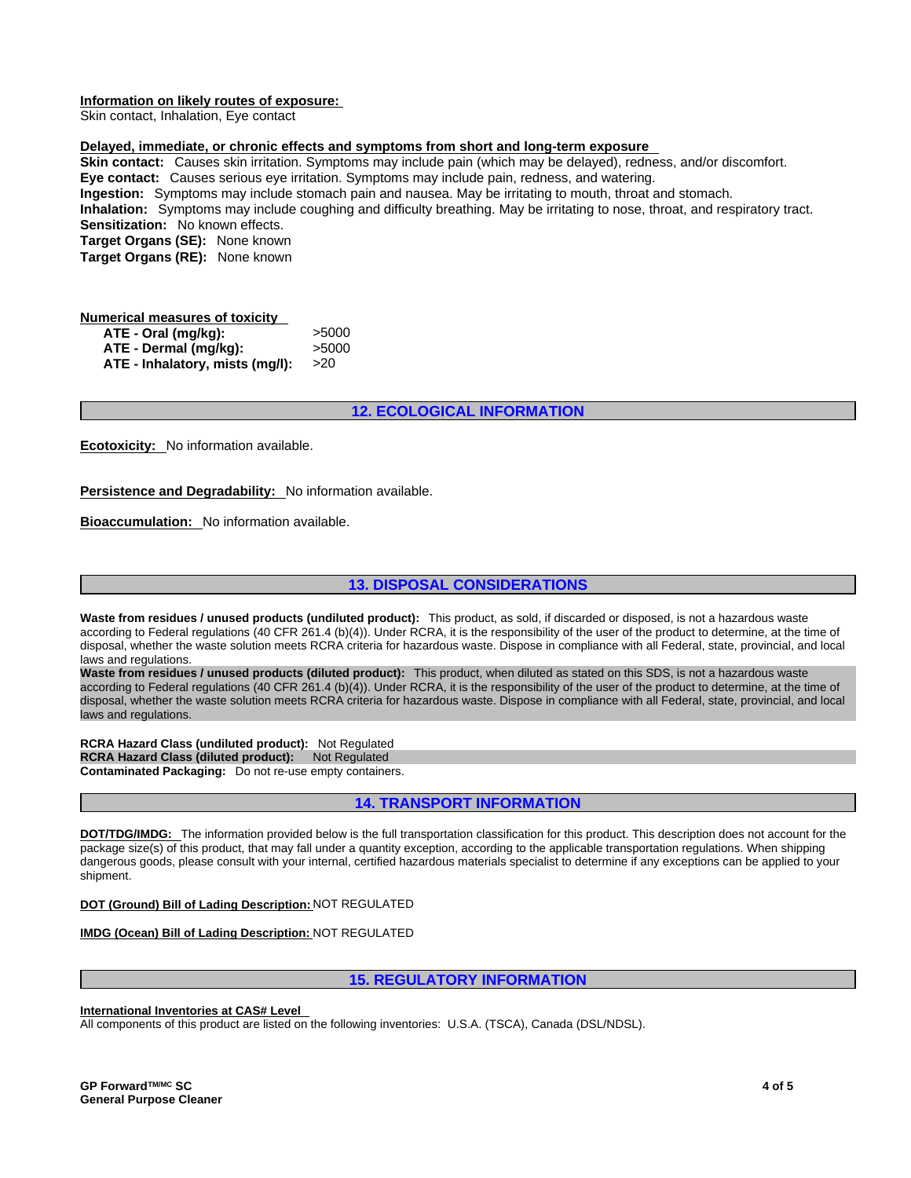**Information on likely routes of exposure:**
Skin contact, Inhalation, Eye contact

**Delayed, immediate, or chronic effects and symptoms from short and long-term exposure**
**Skin contact:** Causes skin irritation. Symptoms may include pain (which may be delayed), redness, and/or discomfort.
**Eye contact:** Causes serious eye irritation. Symptoms may include pain, redness, and watering.
**Ingestion:** Symptoms may include stomach pain and nausea. May be irritating to mouth, throat and stomach.
**Inhalation:** Symptoms may include coughing and difficulty breathing. May be irritating to nose, throat, and respiratory tract.
**Sensitization:** No known effects.
**Target Organs (SE):** None known
**Target Organs (RE):** None known

**Numerical measures of toxicity**

| | |
|---|---|
| **ATE - Oral (mg/kg):** | >5000 |
| **ATE - Dermal (mg/kg):** | >5000 |
| **ATE - Inhalatory, mists (mg/l):** | >20 |

## 12. ECOLOGICAL INFORMATION

**Ecotoxicity:** No information available.

**Persistence and Degradability:** No information available.

**Bioaccumulation:** No information available.

## 13. DISPOSAL CONSIDERATIONS

**Waste from residues / unused products (undiluted product):** This product, as sold, if discarded or disposed, is not a hazardous waste according to Federal regulations (40 CFR 261.4 (b)(4)). Under RCRA, it is the responsibility of the user of the product to determine, at the time of disposal, whether the waste solution meets RCRA criteria for hazardous waste. Dispose in compliance with all Federal, state, provincial, and local laws and regulations.
**Waste from residues / unused products (diluted product):** This product, when diluted as stated on this SDS, is not a hazardous waste according to Federal regulations (40 CFR 261.4 (b)(4)). Under RCRA, it is the responsibility of the user of the product to determine, at the time of disposal, whether the waste solution meets RCRA criteria for hazardous waste. Dispose in compliance with all Federal, state, provincial, and local laws and regulations.

**RCRA Hazard Class (undiluted product):** Not Regulated
**RCRA Hazard Class (diluted product):** Not Regulated
**Contaminated Packaging:** Do not re-use empty containers.

## 14. TRANSPORT INFORMATION

**DOT/TDG/IMDG:** The information provided below is the full transportation classification for this product. This description does not account for the package size(s) of this product, that may fall under a quantity exception, according to the applicable transportation regulations. When shipping dangerous goods, please consult with your internal, certified hazardous materials specialist to determine if any exceptions can be applied to your shipment.

**DOT (Ground) Bill of Lading Description:** NOT REGULATED

**IMDG (Ocean) Bill of Lading Description:** NOT REGULATED

## 15. REGULATORY INFORMATION

**International Inventories at CAS# Level**
All components of this product are listed on the following inventories: U.S.A. (TSCA), Canada (DSL/NDSL).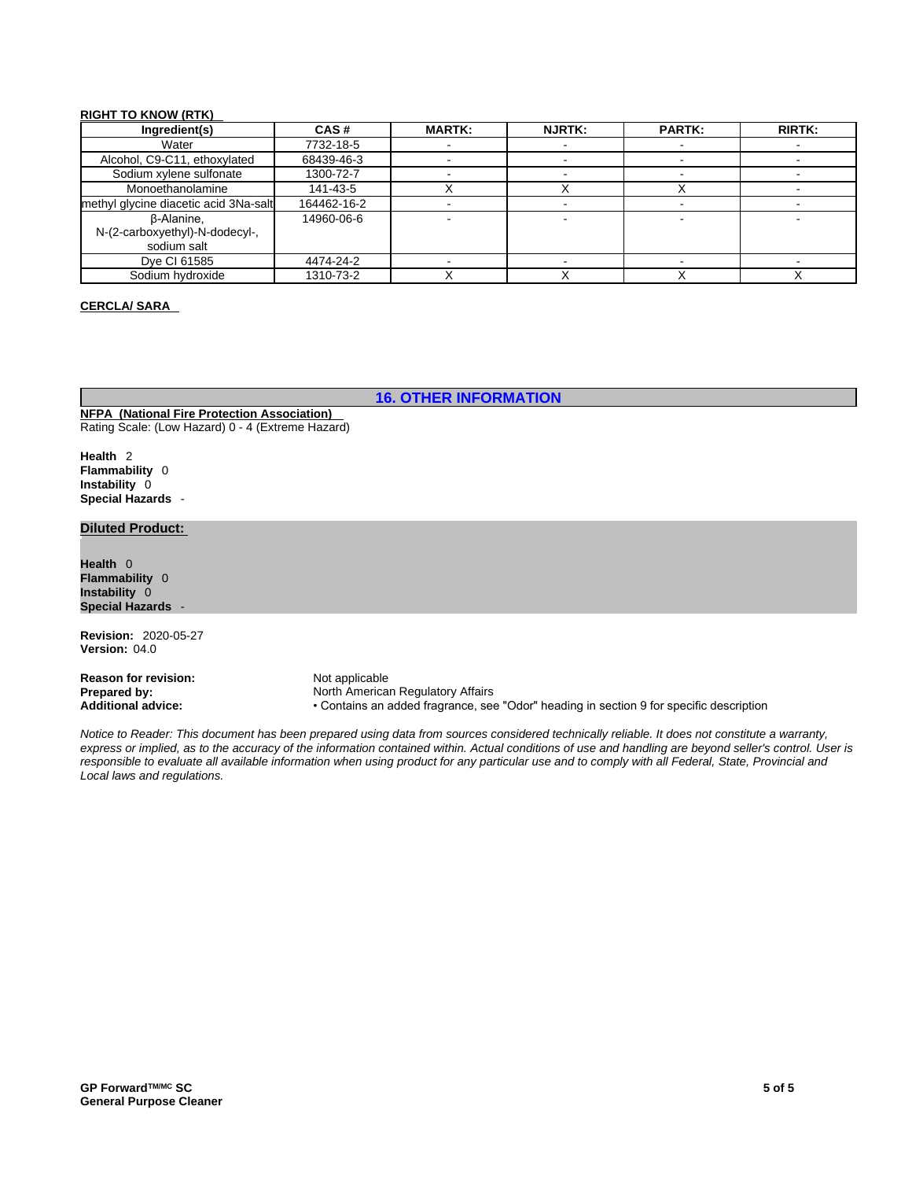**RIGHT TO KNOW (RTK)**

| Ingredient(s) | CAS # | MARTK: | NJRTK: | PARTK: | RIRTK: |
|---|---|---|---|---|---|
| Water | 7732-18-5 | - | - | - | - |
| Alcohol, C9-C11, ethoxylated | 68439-46-3 | - | - | - | - |
| Sodium xylene sulfonate | 1300-72-7 | - | - | - | - |
| Monoethanolamine | 141-43-5 | X | X | X | - |
| methyl glycine diacetic acid 3Na-salt | 164462-16-2 | - | - | - | - |
| β-Alanine, N-(2-carboxyethyl)-N-dodecyl-, sodium salt | 14960-06-6 | - | - | - | - |
| Dye CI 61585 | 4474-24-2 | - | - | - | - |
| Sodium hydroxide | 1310-73-2 | X | X | X | X |

**CERCLA/ SARA**

## 16. OTHER INFORMATION

**NFPA (National Fire Protection Association)**
Rating Scale: (Low Hazard) 0 - 4 (Extreme Hazard)

**Health** 2
**Flammability** 0
**Instability** 0
**Special Hazards** -

**Diluted Product:**

**Health** 0
**Flammability** 0
**Instability** 0
**Special Hazards** -

**Revision:** 2020-05-27
**Version:** 04.0

**Reason for revision:** Not applicable
**Prepared by:** North American Regulatory Affairs
**Additional advice:** • Contains an added fragrance, see "Odor" heading in section 9 for specific description

*Notice to Reader: This document has been prepared using data from sources considered technically reliable. It does not constitute a warranty, express or implied, as to the accuracy of the information contained within. Actual conditions of use and handling are beyond seller's control. User is responsible to evaluate all available information when using product for any particular use and to comply with all Federal, State, Provincial and Local laws and regulations.*